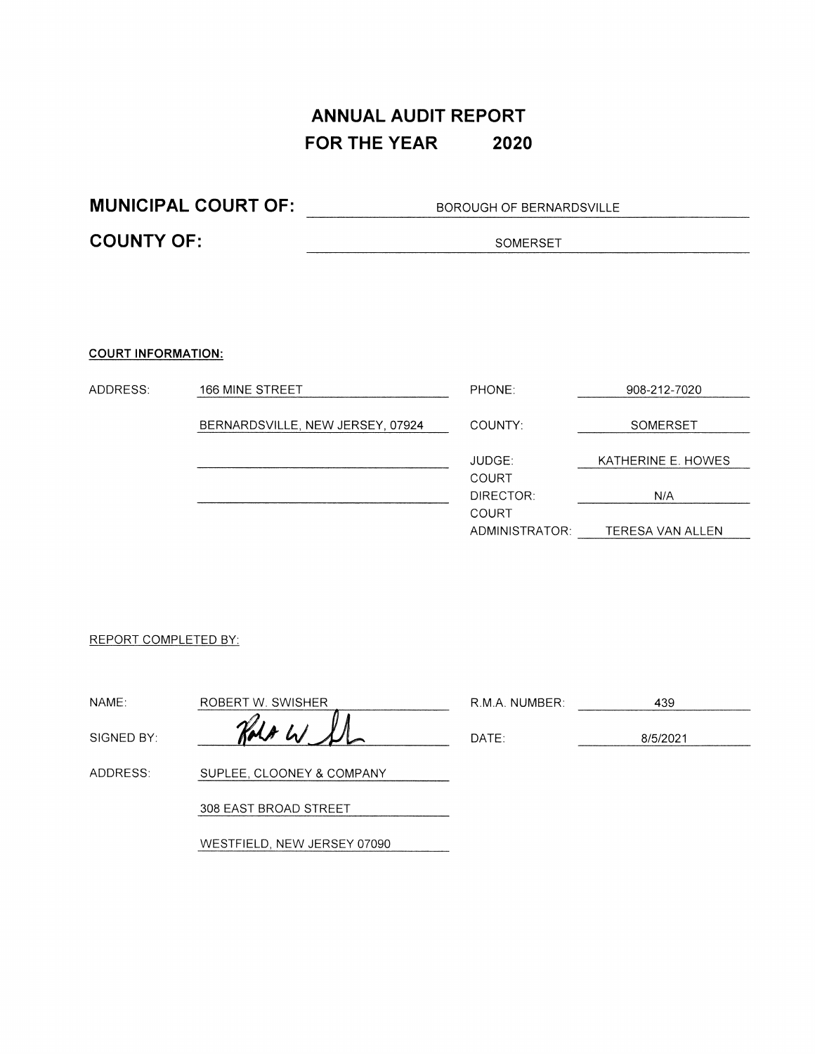# ANNUAL AUDIT REPORT
# FOR THE YEAR 2020

**MUNICIPAL COURT OF:** BOROUGH OF BERNARDSVILLE

**COUNTY OF:** SOMERSET

**COURT INFORMATION:**

| | | | |
|---|---|---|---|
| ADDRESS: | 166 MINE STREET | PHONE: | 908-212-7020 |
| | BERNARDSVILLE, NEW JERSEY, 07924 | COUNTY: | SOMERSET |
| | | JUDGE: | KATHERINE E. HOWES |
| | | COURT DIRECTOR: | N/A |
| | | COURT ADMINISTRATOR: | TERESA VAN ALLEN |

REPORT COMPLETED BY:

| | | | |
|---|---|---|---|
| NAME: | ROBERT W. SWISHER | R.M.A. NUMBER: | 439 |
| SIGNED BY: | *[signature]* | DATE: | 8/5/2021 |
| ADDRESS: | SUPLEE, CLOONEY & COMPANY | | |
| | 308 EAST BROAD STREET | | |
| | WESTFIELD, NEW JERSEY 07090 | | |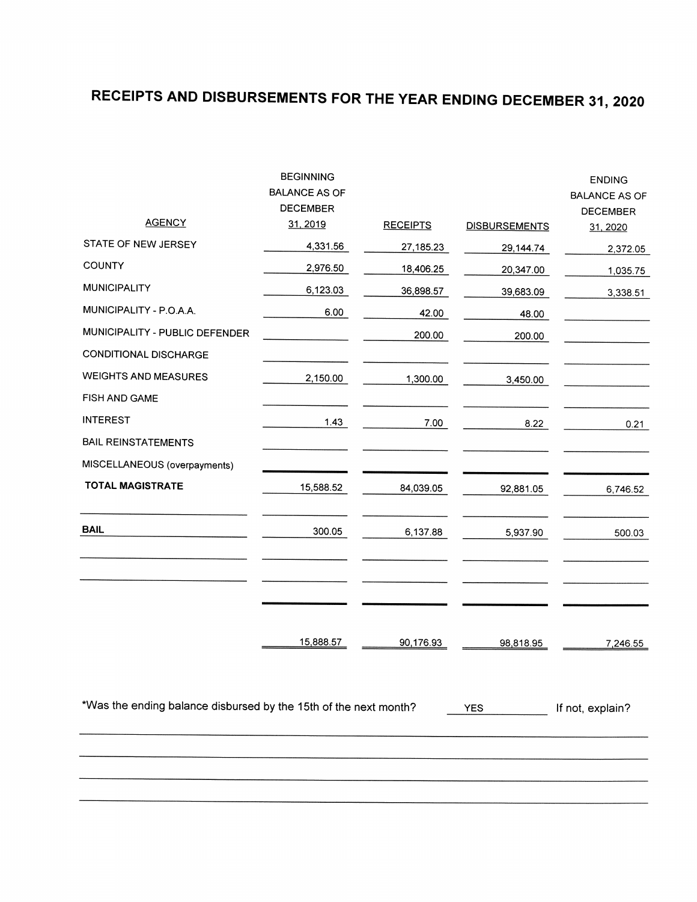# RECEIPTS AND DISBURSEMENTS FOR THE YEAR ENDING DECEMBER 31, 2020

| AGENCY | BEGINNING BALANCE AS OF DECEMBER 31, 2019 | RECEIPTS | DISBURSEMENTS | ENDING BALANCE AS OF DECEMBER 31, 2020 |
|---|---|---|---|---|
| STATE OF NEW JERSEY | 4,331.56 | 27,185.23 | 29,144.74 | 2,372.05 |
| COUNTY | 2,976.50 | 18,406.25 | 20,347.00 | 1,035.75 |
| MUNICIPALITY | 6,123.03 | 36,898.57 | 39,683.09 | 3,338.51 |
| MUNICIPALITY - P.O.A.A. | 6.00 | 42.00 | 48.00 | |
| MUNICIPALITY - PUBLIC DEFENDER | | 200.00 | 200.00 | |
| CONDITIONAL DISCHARGE | | | | |
| WEIGHTS AND MEASURES | 2,150.00 | 1,300.00 | 3,450.00 | |
| FISH AND GAME | | | | |
| INTEREST | 1.43 | 7.00 | 8.22 | 0.21 |
| BAIL REINSTATEMENTS | | | | |
| MISCELLANEOUS (overpayments) | | | | |
| **TOTAL MAGISTRATE** | 15,588.52 | 84,039.05 | 92,881.05 | 6,746.52 |
| | | | | |
| **BAIL** | 300.05 | 6,137.88 | 5,937.90 | 500.03 |
| | | | | |
| | | | | |
| | 15,888.57 | 90,176.93 | 98,818.95 | 7,246.55 |

*Was the ending balance disbursed by the 15th of the next month? YES If not, explain?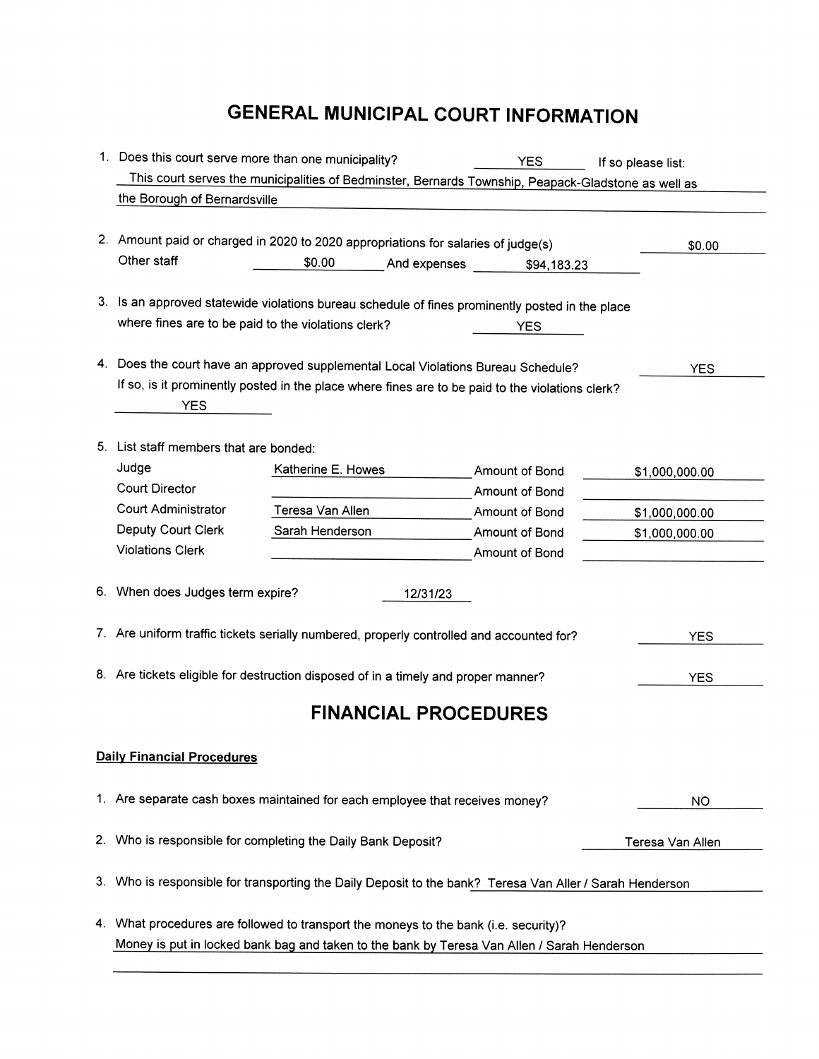# GENERAL MUNICIPAL COURT INFORMATION

1. Does this court serve more than one municipality? YES If so please list:
   This court serves the municipalities of Bedminster, Bernards Township, Peapack-Gladstone as well as the Borough of Bernardsville

2. Amount paid or charged in 2020 to 2020 appropriations for salaries of judge(s) $0.00
   Other staff $0.00 And expenses $94,183.23

3. Is an approved statewide violations bureau schedule of fines prominently posted in the place where fines are to be paid to the violations clerk? YES

4. Does the court have an approved supplemental Local Violations Bureau Schedule? YES
   If so, is it prominently posted in the place where fines are to be paid to the violations clerk?
   YES

5. List staff members that are bonded:

| | | | |
|---|---|---|---|
| Judge | Katherine E. Howes | Amount of Bond | $1,000,000.00 |
| Court Director | | Amount of Bond | |
| Court Administrator | Teresa Van Allen | Amount of Bond | $1,000,000.00 |
| Deputy Court Clerk | Sarah Henderson | Amount of Bond | $1,000,000.00 |
| Violations Clerk | | Amount of Bond | |

6. When does Judges term expire? 12/31/23

7. Are uniform traffic tickets serially numbered, properly controlled and accounted for? YES

8. Are tickets eligible for destruction disposed of in a timely and proper manner? YES

# FINANCIAL PROCEDURES

**Daily Financial Procedures**

1. Are separate cash boxes maintained for each employee that receives money? NO

2. Who is responsible for completing the Daily Bank Deposit? Teresa Van Allen

3. Who is responsible for transporting the Daily Deposit to the bank? Teresa Van Aller / Sarah Henderson

4. What procedures are followed to transport the moneys to the bank (i.e. security)?
   Money is put in locked bank bag and taken to the bank by Teresa Van Allen / Sarah Henderson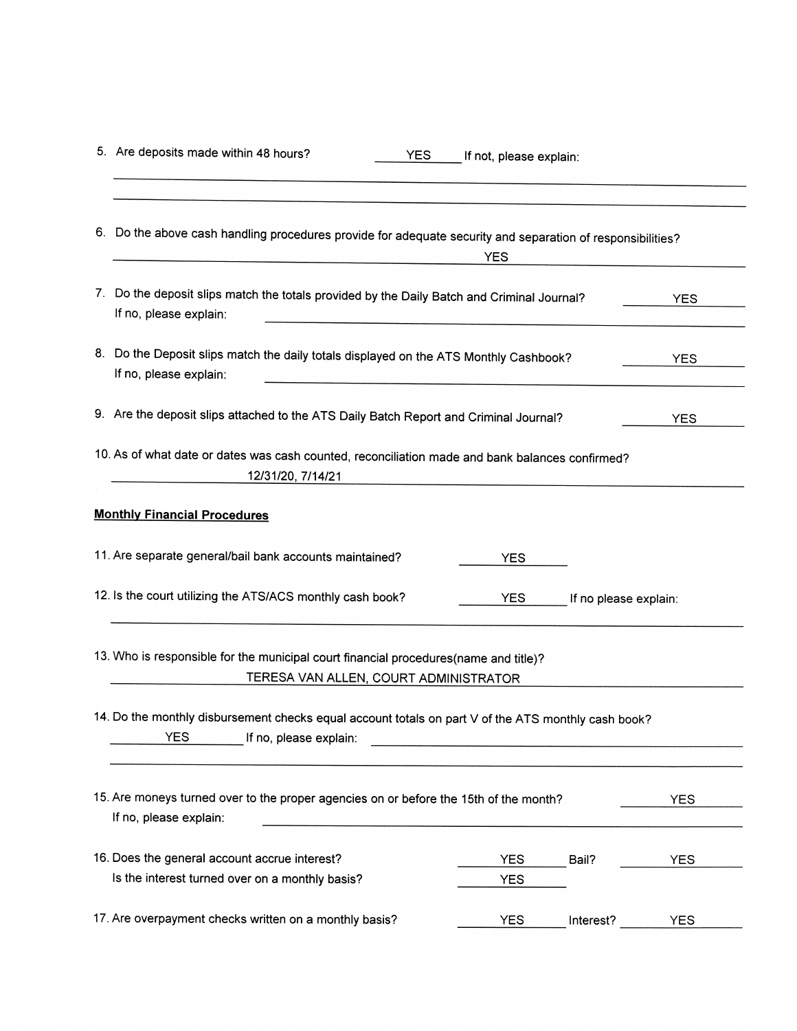5. Are deposits made within 48 hours? ______YES______ If not, please explain:

______________________________________________________________________

______________________________________________________________________

6. Do the above cash handling procedures provide for adequate security and separation of responsibilities?

______________________________YES______________________________

7. Do the deposit slips match the totals provided by the Daily Batch and Criminal Journal? ______YES______
   If no, please explain: ______________________________________________

8. Do the Deposit slips match the daily totals displayed on the ATS Monthly Cashbook? ______YES______
   If no, please explain: ______________________________________________

9. Are the deposit slips attached to the ATS Daily Batch Report and Criminal Journal? ______YES______

10. As of what date or dates was cash counted, reconciliation made and bank balances confirmed?

______________12/31/20, 7/14/21______________________________

**Monthly Financial Procedures**

11. Are separate general/bail bank accounts maintained? ______YES______

12. Is the court utilizing the ATS/ACS monthly cash book? ______YES______ If no please explain:

______________________________________________________________________

13. Who is responsible for the municipal court financial procedures(name and title)?

______________TERESA VAN ALLEN, COURT ADMINISTRATOR______________

14. Do the monthly disbursement checks equal account totals on part V of the ATS monthly cash book?

______YES______ If no, please explain: ______________________________________________

______________________________________________________________________

15. Are moneys turned over to the proper agencies on or before the 15th of the month? ______YES______
    If no, please explain: ______________________________________________

16. Does the general account accrue interest? ______YES______ Bail? ______YES______
    Is the interest turned over on a monthly basis? ______YES______

17. Are overpayment checks written on a monthly basis? ______YES______ Interest? ______YES______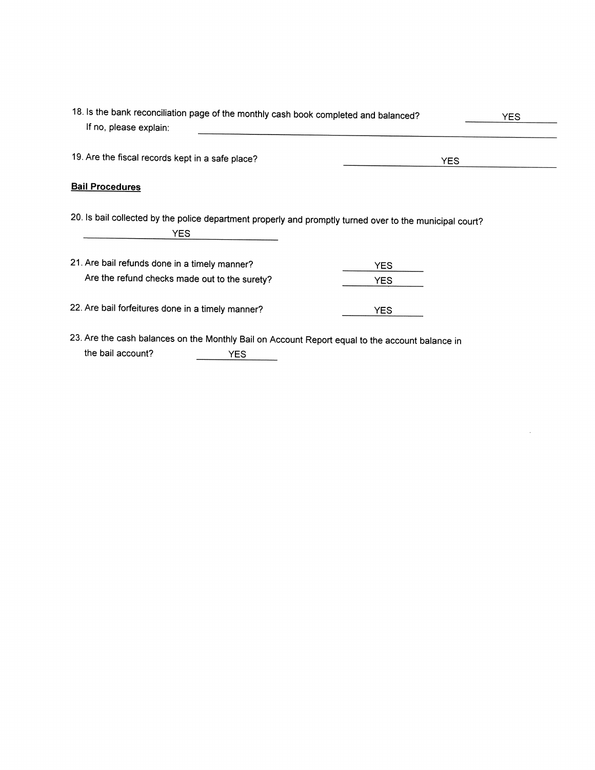18. Is the bank reconciliation page of the monthly cash book completed and balanced? YES

    If no, please explain: ______

19. Are the fiscal records kept in a safe place? YES

**Bail Procedures**

20. Is bail collected by the police department properly and promptly turned over to the municipal court?

    YES

21. Are bail refunds done in a timely manner? YES

    Are the refund checks made out to the surety? YES

22. Are bail forfeitures done in a timely manner? YES

23. Are the cash balances on the Monthly Bail on Account Report equal to the account balance in the bail account? YES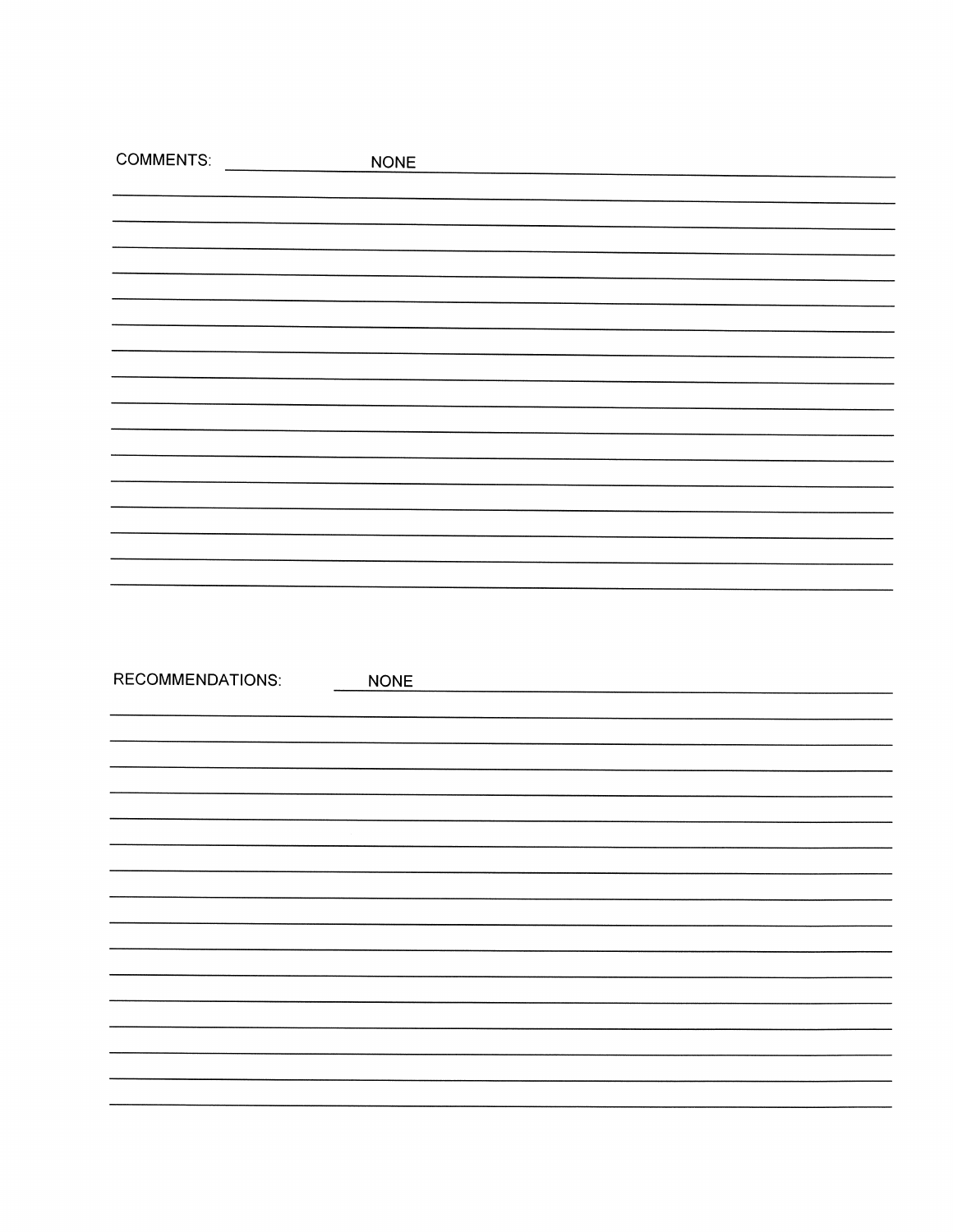COMMENTS: NONE

RECOMMENDATIONS: NONE